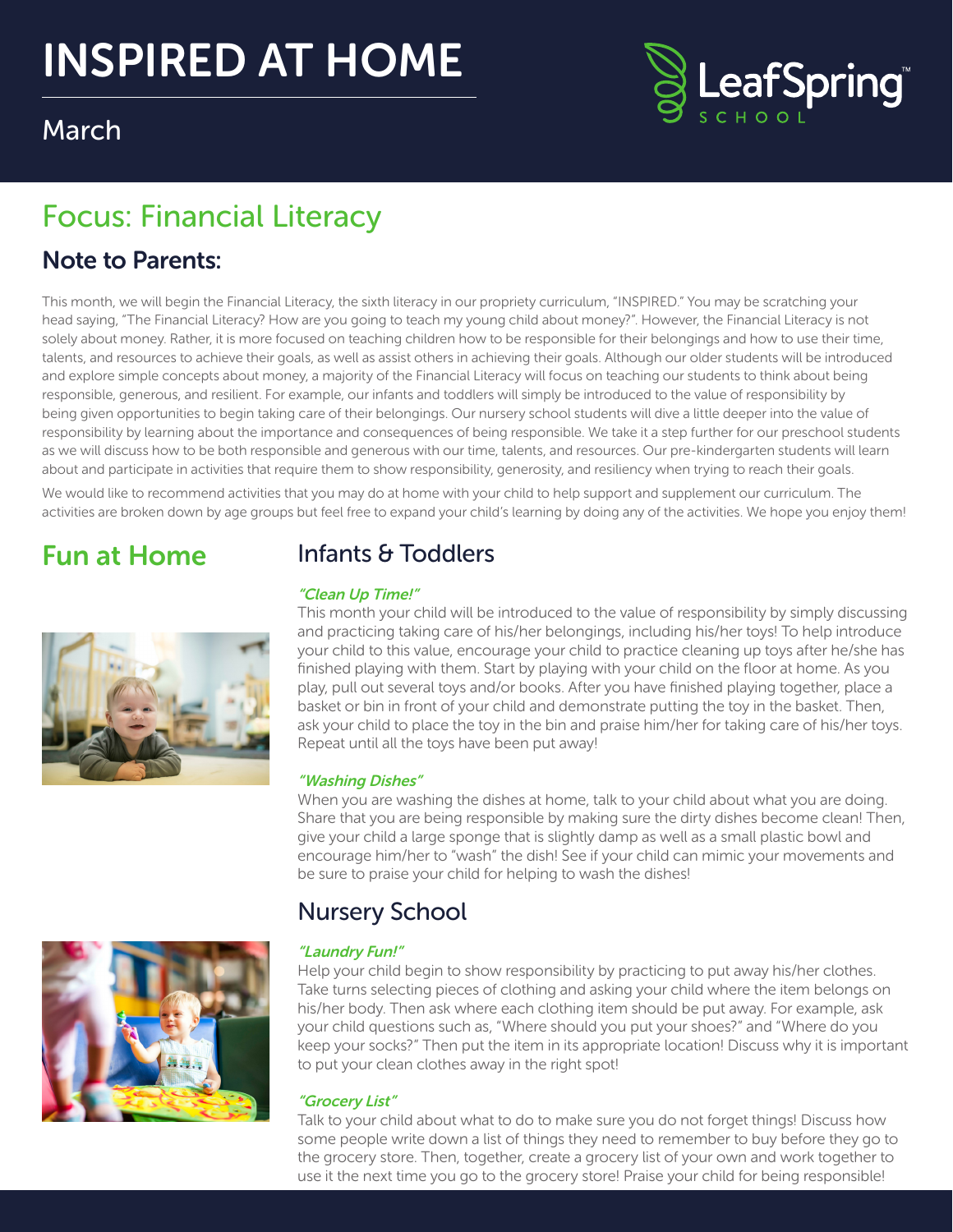# INSPIRED AT HOME

March

LeafSpring SCHOOL

## Focus: Financial Literacy

### Note to Parents:

This month, we will begin the Financial Literacy, the sixth literacy in our propriety curriculum, "INSPIRED." You may be scratching your head saying, "The Financial Literacy? How are you going to teach my young child about money?". However, the Financial Literacy is not solely about money. Rather, it is more focused on teaching children how to be responsible for their belongings and how to use their time, talents, and resources to achieve their goals, as well as assist others in achieving their goals. Although our older students will be introduced and explore simple concepts about money, a majority of the Financial Literacy will focus on teaching our students to think about being responsible, generous, and resilient. For example, our infants and toddlers will simply be introduced to the value of responsibility by being given opportunities to begin taking care of their belongings. Our nursery school students will dive a little deeper into the value of responsibility by learning about the importance and consequences of being responsible. We take it a step further for our preschool students as we will discuss how to be both responsible and generous with our time, talents, and resources. Our pre-kindergarten students will learn about and participate in activities that require them to show responsibility, generosity, and resiliency when trying to reach their goals.

We would like to recommend activities that you may do at home with your child to help support and supplement our curriculum. The activities are broken down by age groups but feel free to expand your child's learning by doing any of the activities. We hope you enjoy them!

## Fun at Home

### Infants & Toddlers

*"Clean Up Time!"*

This month your child will be introduced to the value of responsibility by simply discussing and practicing taking care of his/her belongings, including his/her toys! To help introduce your child to this value, encourage your child to practice cleaning up toys after he/she has finished playing with them. Start by playing with your child on the floor at home. As you play, pull out several toys and/or books. After you have finished playing together, place a basket or bin in front of your child and demonstrate putting the toy in the basket. Then, ask your child to place the toy in the bin and praise him/her for taking care of his/her toys. Repeat until all the toys have been put away!

*"Washing Dishes"*

When you are washing the dishes at home, talk to your child about what you are doing. Share that you are being responsible by making sure the dirty dishes become clean! Then, give your child a large sponge that is slightly damp as well as a small plastic bowl and encourage him/her to "wash" the dish! See if your child can mimic your movements and be sure to praise your child for helping to wash the dishes!

### Nursery School

*"Laundry Fun!"*

Help your child begin to show responsibility by practicing to put away his/her clothes. Take turns selecting pieces of clothing and asking your child where the item belongs on his/her body. Then ask where each clothing item should be put away. For example, ask your child questions such as, "Where should you put your shoes?" and "Where do you keep your socks?" Then put the item in its appropriate location! Discuss why it is important to put your clean clothes away in the right spot!

*"Grocery List"*

Talk to your child about what to do to make sure you do not forget things! Discuss how some people write down a list of things they need to remember to buy before they go to the grocery store. Then, together, create a grocery list of your own and work together to use it the next time you go to the grocery store! Praise your child for being responsible!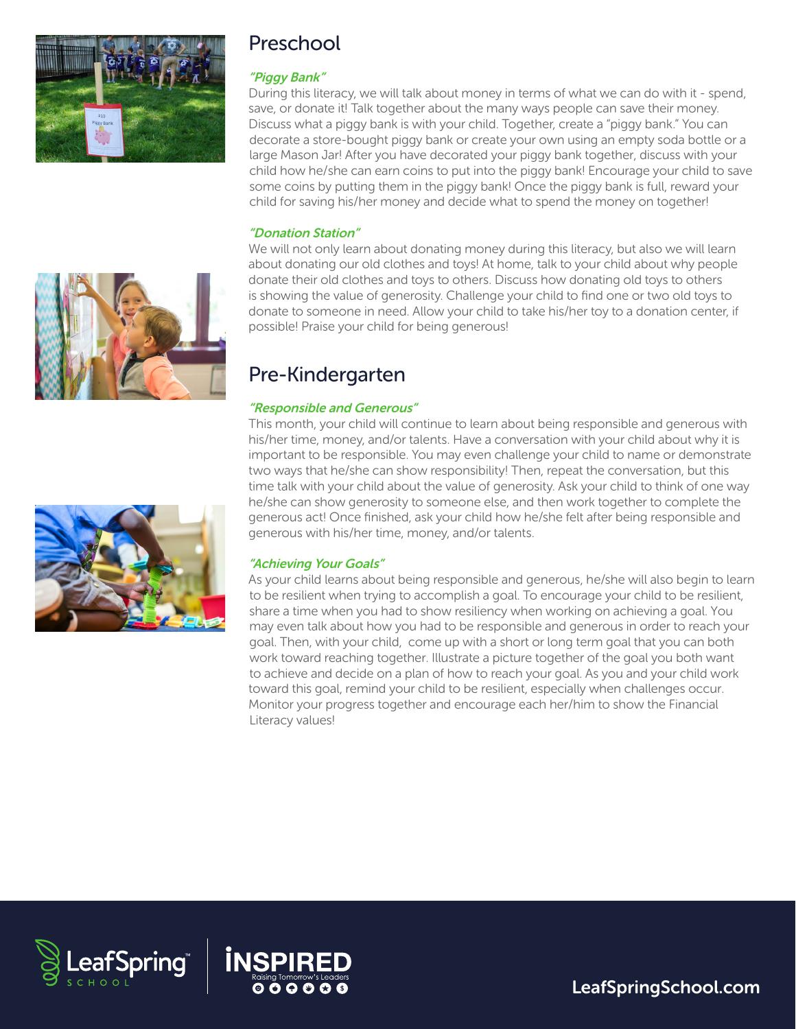## Preschool

### *"Piggy Bank"*

During this literacy, we will talk about money in terms of what we can do with it - spend, save, or donate it! Talk together about the many ways people can save their money. Discuss what a piggy bank is with your child. Together, create a "piggy bank." You can decorate a store-bought piggy bank or create your own using an empty soda bottle or a large Mason Jar! After you have decorated your piggy bank together, discuss with your child how he/she can earn coins to put into the piggy bank! Encourage your child to save some coins by putting them in the piggy bank! Once the piggy bank is full, reward your child for saving his/her money and decide what to spend the money on together!

### *"Donation Station"*

We will not only learn about donating money during this literacy, but also we will learn about donating our old clothes and toys! At home, talk to your child about why people donate their old clothes and toys to others. Discuss how donating old toys to others is showing the value of generosity. Challenge your child to find one or two old toys to donate to someone in need. Allow your child to take his/her toy to a donation center, if possible! Praise your child for being generous!

## Pre-Kindergarten

### *"Responsible and Generous"*

This month, your child will continue to learn about being responsible and generous with his/her time, money, and/or talents. Have a conversation with your child about why it is important to be responsible. You may even challenge your child to name or demonstrate two ways that he/she can show responsibility! Then, repeat the conversation, but this time talk with your child about the value of generosity. Ask your child to think of one way he/she can show generosity to someone else, and then work together to complete the generous act! Once finished, ask your child how he/she felt after being responsible and generous with his/her time, money, and/or talents.

### *"Achieving Your Goals"*

As your child learns about being responsible and generous, he/she will also begin to learn to be resilient when trying to accomplish a goal. To encourage your child to be resilient, share a time when you had to show resiliency when working on achieving a goal. You may even talk about how you had to be responsible and generous in order to reach your goal. Then, with your child, come up with a short or long term goal that you can both work toward reaching together. Illustrate a picture together of the goal you both want to achieve and decide on a plan of how to reach your goal. As you and your child work toward this goal, remind your child to be resilient, especially when challenges occur. Monitor your progress together and encourage each her/him to show the Financial Literacy values!

LeafSpring SCHOOL | INSPIRED Raising Tomorrow's Leaders

LeafSpringSchool.com